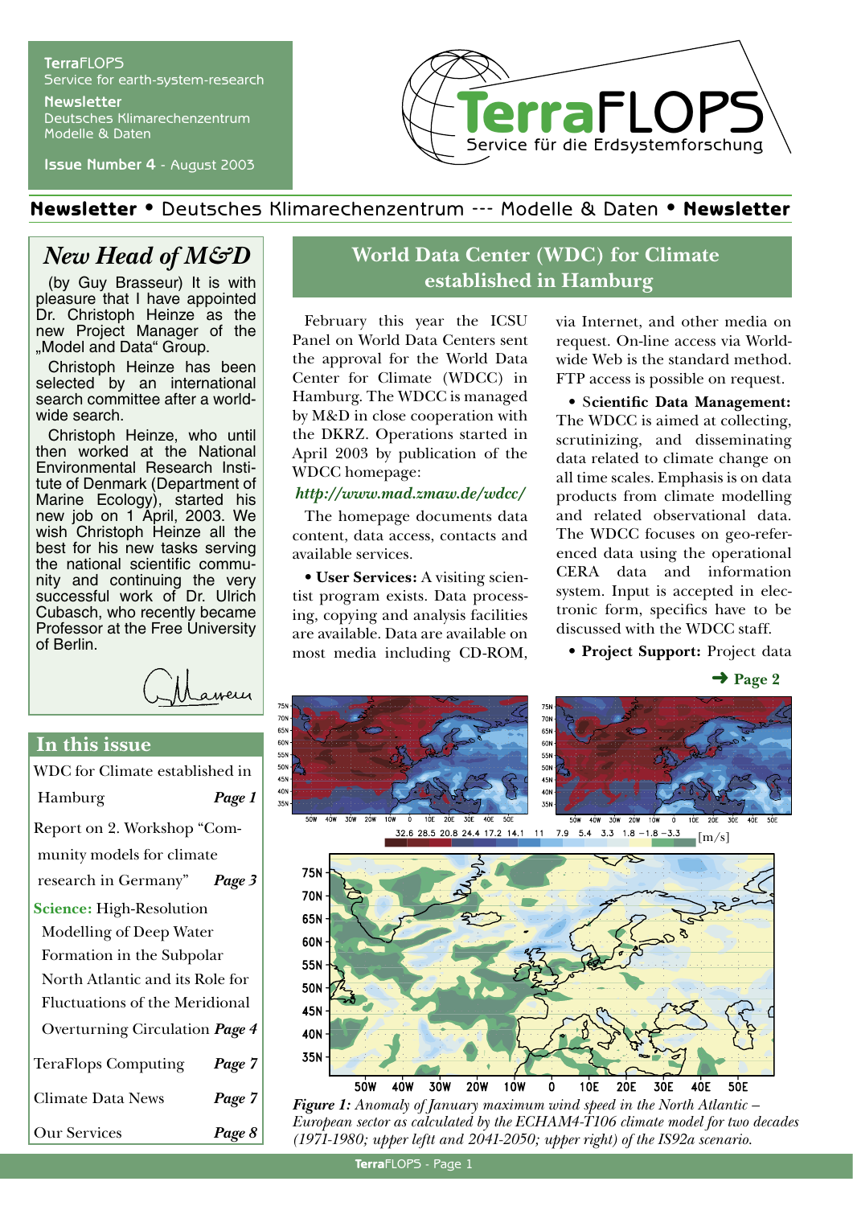**TerraFLOPS**
Service for earth-system-research

**Newsletter**
Deutsches Klimarechenzentrum
Modelle & Daten

**Issue Number 4** - August 2003

TerraFLOPS
Service für die Erdsystemforschung

**Newsletter** • Deutsches Klimarechenzentrum --- Modelle & Daten • **Newsletter**

## *New Head of M&D*

(by Guy Brasseur) It is with pleasure that I have appointed Dr. Christoph Heinze as the new Project Manager of the „Model and Data" Group.

Christoph Heinze has been selected by an international search committee after a world-wide search.

Christoph Heinze, who until then worked at the National Environmental Research Institute of Denmark (Department of Marine Ecology), started his new job on 1 April, 2003. We wish Christoph Heinze all the best for his new tasks serving the national scientific community and continuing the very successful work of Dr. Ulrich Cubasch, who recently became Professor at the Free University of Berlin.

## In this issue

- WDC for Climate established in Hamburg — *Page 1*
- Report on 2. Workshop "Community models for climate research in Germany" — *Page 3*
- **Science:** High-Resolution Modelling of Deep Water Formation in the Subpolar North Atlantic and its Role for Fluctuations of the Meridional Overturning Circulation — *Page 4*
- TeraFlops Computing — *Page 7*
- Climate Data News — *Page 7*
- Our Services — *Page 8*

## World Data Center (WDC) for Climate established in Hamburg

February this year the ICSU Panel on World Data Centers sent the approval for the World Data Center for Climate (WDCC) in Hamburg. The WDCC is managed by M&D in close cooperation with the DKRZ. Operations started in April 2003 by publication of the WDCC homepage:

***http://www.mad.zmaw.de/wdcc/***

The homepage documents data content, data access, contacts and available services.

• **User Services:** A visiting scientist program exists. Data processing, copying and analysis facilities are available. Data are available on most media including CD-ROM, via Internet, and other media on request. On-line access via World-wide Web is the standard method. FTP access is possible on request.

• **Scientific Data Management:** The WDCC is aimed at collecting, scrutinizing, and disseminating data related to climate change on all time scales. Emphasis is on data products from climate modelling and related observational data. The WDCC focuses on geo-referenced data using the operational CERA data and information system. Input is accepted in electronic form, specifics have to be discussed with the WDCC staff.

• **Project Support:** Project data

➜ **Page 2**

*Figure 1: Anomaly of January maximum wind speed in the North Atlantic – European sector as calculated by the ECHAM4-T106 climate model for two decades (1971-1980; upper leftt and 2041-2050; upper right) of the IS92a scenario.*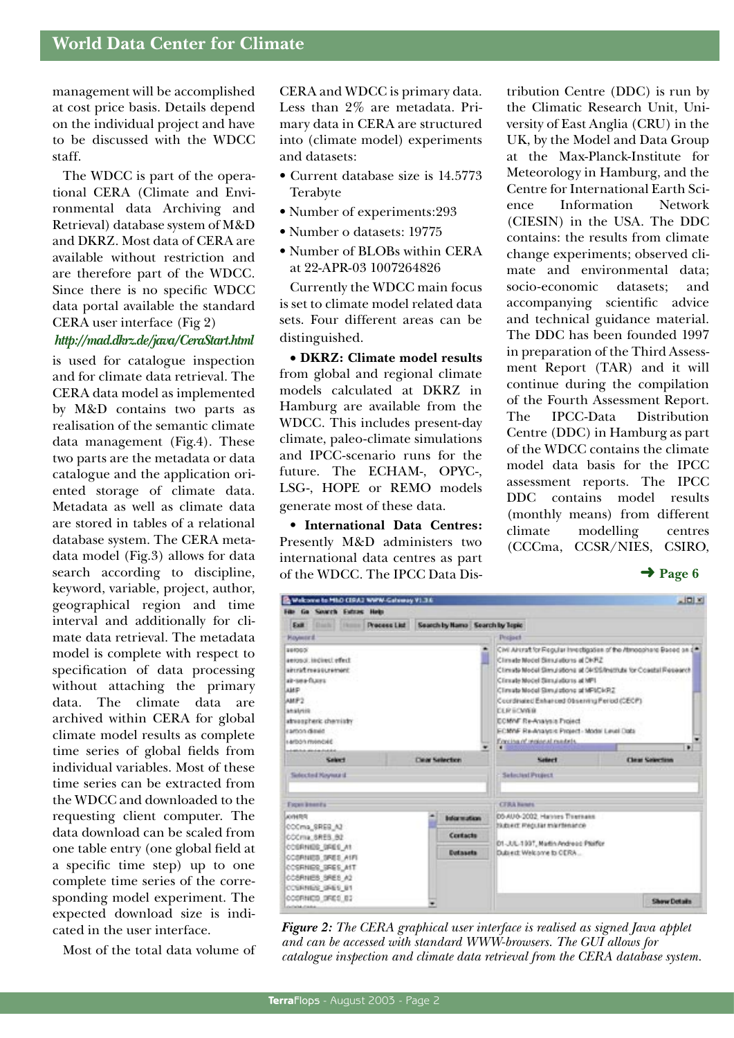management will be accomplished at cost price basis. Details depend on the individual project and have to be discussed with the WDCC staff.

The WDCC is part of the operational CERA (Climate and Environmental data Archiving and Retrieval) database system of M&D and DKRZ. Most data of CERA are available without restriction and are therefore part of the WDCC. Since there is no specific WDCC data portal available the standard CERA user interface (Fig 2)

*http://mad.dkrz.de/java/CeraStart.html*

is used for catalogue inspection and for climate data retrieval. The CERA data model as implemented by M&D contains two parts as realisation of the semantic climate data management (Fig.4). These two parts are the metadata or data catalogue and the application oriented storage of climate data. Metadata as well as climate data are stored in tables of a relational database system. The CERA metadata model (Fig.3) allows for data search according to discipline, keyword, variable, project, author, geographical region and time interval and additionally for climate data retrieval. The metadata model is complete with respect to specification of data processing without attaching the primary data. The climate data are archived within CERA for global climate model results as complete time series of global fields from individual variables. Most of these time series can be extracted from the WDCC and downloaded to the requesting client computer. The data download can be scaled from one table entry (one global field at a specific time step) up to one complete time series of the corresponding model experiment. The expected download size is indicated in the user interface.

Most of the total data volume of CERA and WDCC is primary data. Less than 2% are metadata. Primary data in CERA are structured into (climate model) experiments and datasets:

- Current database size is 14.5773 Terabyte
- Number of experiments:293
- Number o datasets: 19775
- Number of BLOBs within CERA at 22-APR-03 1007264826

Currently the WDCC main focus is set to climate model related data sets. Four different areas can be distinguished.

- **DKRZ: Climate model results** from global and regional climate models calculated at DKRZ in Hamburg are available from the WDCC. This includes present-day climate, paleo-climate simulations and IPCC-scenario runs for the future. The ECHAM-, OPYC-, LSG-, HOPE or REMO models generate most of these data.

- **International Data Centres:** Presently M&D administers two international data centres as part of the WDCC. The IPCC Data Distribution Centre (DDC) is run by the Climatic Research Unit, University of East Anglia (CRU) in the UK, by the Model and Data Group at the Max-Planck-Institute for Meteorology in Hamburg, and the Centre for International Earth Science Information Network (CIESIN) in the USA. The DDC contains: the results from climate change experiments; observed climate and environmental data; socio-economic datasets; and accompanying scientific advice and technical guidance material. The DDC has been founded 1997 in preparation of the Third Assessment Report (TAR) and it will continue during the compilation of the Fourth Assessment Report. The IPCC-Data Distribution Centre (DDC) in Hamburg as part of the WDCC contains the climate model data basis for the IPCC assessment reports. The IPCC DDC contains model results (monthly means) from different climate modelling centres (CCCma, CCSR/NIES, CSIRO,

➜ **Page 6**

*Figure 2: The CERA graphical user interface is realised as signed Java applet and can be accessed with standard WWW-browsers. The GUI allows for catalogue inspection and climate data retrieval from the CERA database system.*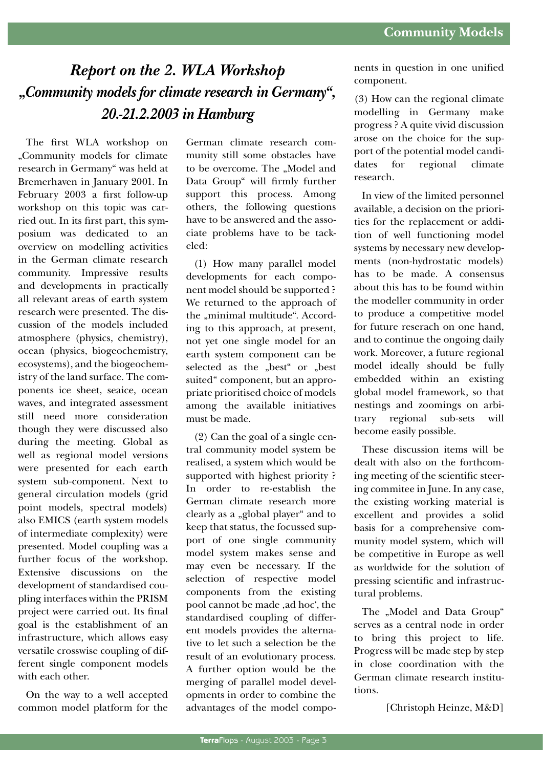# *Report on the 2. WLA Workshop „Community models for climate research in Germany", 20.-21.2.2003 in Hamburg*

The first WLA workshop on „Community models for climate research in Germany" was held at Bremerhaven in January 2001. In February 2003 a first follow-up workshop on this topic was carried out. In its first part, this symposium was dedicated to an overview on modelling activities in the German climate research community. Impressive results and developments in practically all relevant areas of earth system research were presented. The discussion of the models included atmosphere (physics, chemistry), ocean (physics, biogeochemistry, ecosystems), and the biogeochemistry of the land surface. The components ice sheet, seaice, ocean waves, and integrated assessment still need more consideration though they were discussed also during the meeting. Global as well as regional model versions were presented for each earth system sub-component. Next to general circulation models (grid point models, spectral models) also EMICS (earth system models of intermediate complexity) were presented. Model coupling was a further focus of the workshop. Extensive discussions on the development of standardised coupling interfaces within the PRISM project were carried out. Its final goal is the establishment of an infrastructure, which allows easy versatile crosswise coupling of different single component models with each other.

On the way to a well accepted common model platform for the German climate research community still some obstacles have to be overcome. The „Model and Data Group" will firmly further support this process. Among others, the following questions have to be answered and the associate problems have to be tackeled:

(1) How many parallel model developments for each component model should be supported ? We returned to the approach of the „minimal multitude". According to this approach, at present, not yet one single model for an earth system component can be selected as the „best" or „best suited" component, but an appropriate prioritised choice of models among the available initiatives must be made.

(2) Can the goal of a single central community model system be realised, a system which would be supported with highest priority ? In order to re-establish the German climate research more clearly as a „global player" and to keep that status, the focussed support of one single community model system makes sense and may even be necessary. If the selection of respective model components from the existing pool cannot be made ‚ad hoc', the standardised coupling of different models provides the alternative to let such a selection be the result of an evolutionary process. A further option would be the merging of parallel model developments in order to combine the advantages of the model components in question in one unified component.

(3) How can the regional climate modelling in Germany make progress ? A quite vivid discussion arose on the choice for the support of the potential model candidates for regional climate research.

In view of the limited personnel available, a decision on the priorities for the replacement or addition of well functioning model systems by necessary new developments (non-hydrostatic models) has to be made. A consensus about this has to be found within the modeller community in order to produce a competitive model for future reserach on one hand, and to continue the ongoing daily work. Moreover, a future regional model ideally should be fully embedded within an existing global model framework, so that nestings and zoomings on arbitrary regional sub-sets will become easily possible.

These discussion items will be dealt with also on the forthcoming meeting of the scientific steering commitee in June. In any case, the existing working material is excellent and provides a solid basis for a comprehensive community model system, which will be competitive in Europe as well as worldwide for the solution of pressing scientific and infrastructural problems.

The „Model and Data Group" serves as a central node in order to bring this project to life. Progress will be made step by step in close coordination with the German climate research institutions.

[Christoph Heinze, M&D]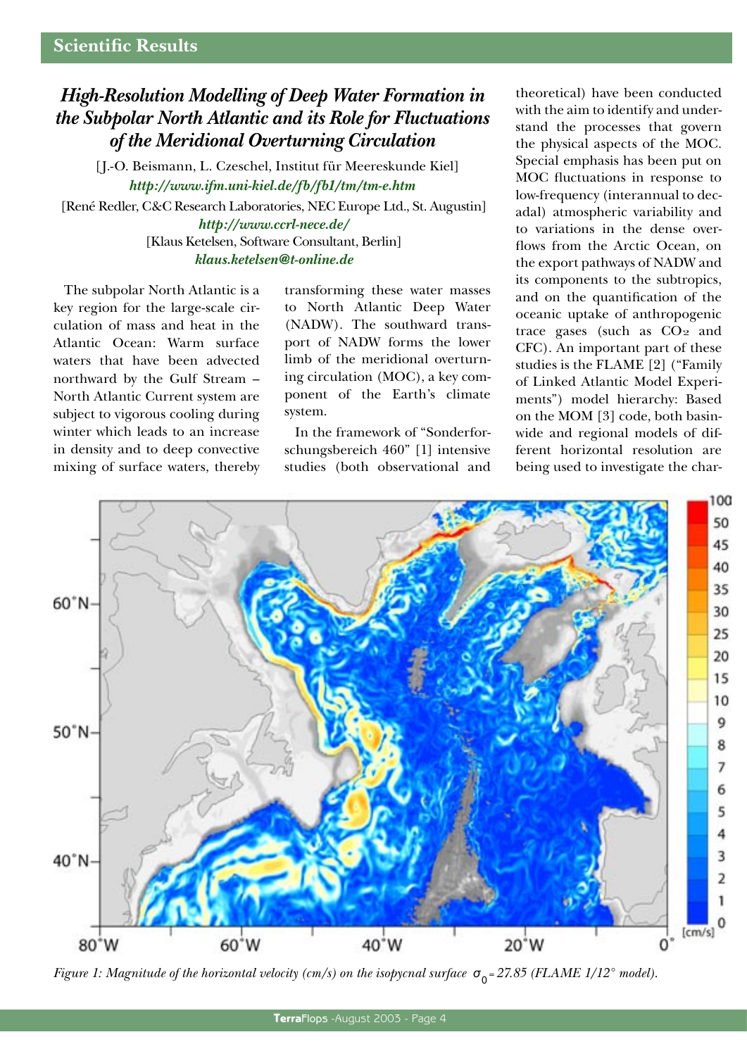## High-Resolution Modelling of Deep Water Formation in the Subpolar North Atlantic and its Role for Fluctuations of the Meridional Overturning Circulation

[J.-O. Beismann, L. Czeschel, Institut für Meereskunde Kiel]
*http://www.ifm.uni-kiel.de/fb/fb1/tm/tm-e.htm*
[René Redler, C&C Research Laboratories, NEC Europe Ltd., St. Augustin]
*http://www.ccrl-nece.de/*
[Klaus Ketelsen, Software Consultant, Berlin]
*klaus.ketelsen@t-online.de*

The subpolar North Atlantic is a key region for the large-scale circulation of mass and heat in the Atlantic Ocean: Warm surface waters that have been advected northward by the Gulf Stream – North Atlantic Current system are subject to vigorous cooling during winter which leads to an increase in density and to deep convective mixing of surface waters, thereby transforming these water masses to North Atlantic Deep Water (NADW). The southward transport of NADW forms the lower limb of the meridional overturning circulation (MOC), a key component of the Earth's climate system.

In the framework of "Sonderforschungsbereich 460" [1] intensive studies (both observational and theoretical) have been conducted with the aim to identify and understand the processes that govern the physical aspects of the MOC. Special emphasis has been put on MOC fluctuations in response to low-frequency (interannual to decadal) atmospheric variability and to variations in the dense overflows from the Arctic Ocean, on the export pathways of NADW and its components to the subtropics, and on the quantification of the oceanic uptake of anthropogenic trace gases (such as $CO_2$ and CFC). An important part of these studies is the FLAME [2] ("Family of Linked Atlantic Model Experiments") model hierarchy: Based on the MOM [3] code, both basin-wide and regional models of different horizontal resolution are being used to investigate the char-

*Figure 1: Magnitude of the horizontal velocity (cm/s) on the isopycnal surface $\sigma_0 = 27.85$ (FLAME 1/12° model).*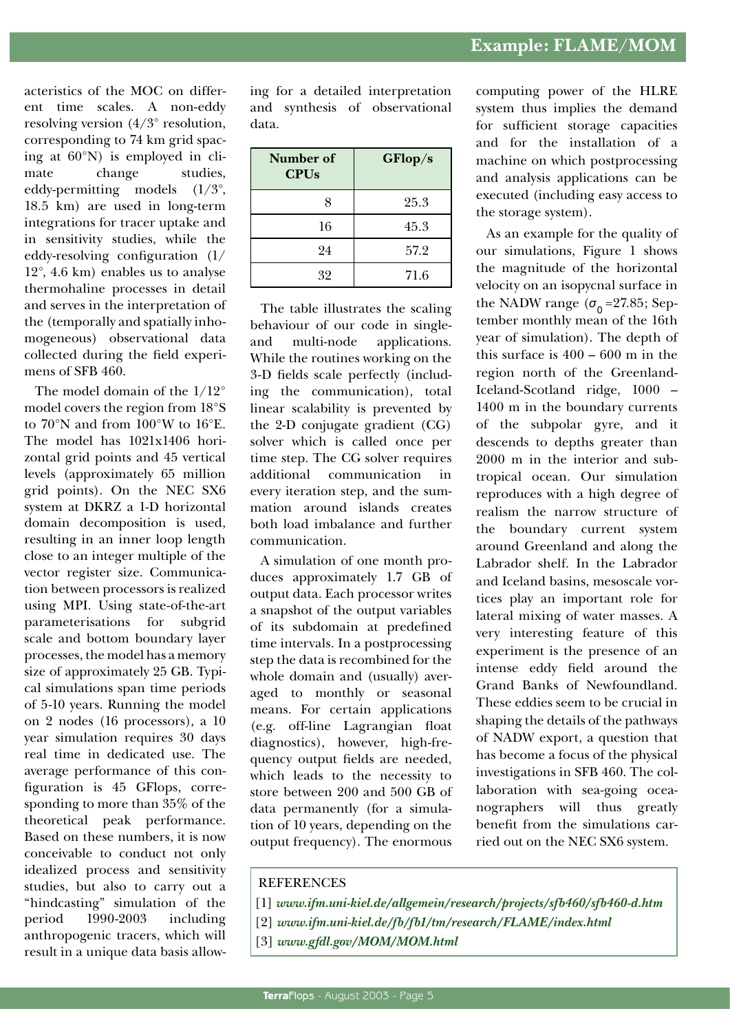acteristics of the MOC on different time scales. A non-eddy resolving version (4/3° resolution, corresponding to 74 km grid spacing at 60°N) is employed in climate change studies, eddy-permitting models (1/3°, 18.5 km) are used in long-term integrations for tracer uptake and in sensitivity studies, while the eddy-resolving configuration (1/12°, 4.6 km) enables us to analyse thermohaline processes in detail and serves in the interpretation of the (temporally and spatially inhomogeneous) observational data collected during the field experimens of SFB 460.

The model domain of the 1/12° model covers the region from 18°S to 70°N and from 100°W to 16°E. The model has 1021x1406 horizontal grid points and 45 vertical levels (approximately 65 million grid points). On the NEC SX6 system at DKRZ a 1-D horizontal domain decomposition is used, resulting in an inner loop length close to an integer multiple of the vector register size. Communication between processors is realized using MPI. Using state-of-the-art parameterisations for subgrid scale and bottom boundary layer processes, the model has a memory size of approximately 25 GB. Typical simulations span time periods of 5-10 years. Running the model on 2 nodes (16 processors), a 10 year simulation requires 30 days real time in dedicated use. The average performance of this configuration is 45 GFlops, corresponding to more than 35% of the theoretical peak performance. Based on these numbers, it is now conceivable to conduct not only idealized process and sensitivity studies, but also to carry out a "hindcasting" simulation of the period 1990-2003 including anthropogenic tracers, which will result in a unique data basis allowing for a detailed interpretation and synthesis of observational data.

| Number of CPUs | GFlop/s |
|---|---|
| 8 | 25.3 |
| 16 | 45.3 |
| 24 | 57.2 |
| 32 | 71.6 |

The table illustrates the scaling behaviour of our code in single- and multi-node applications. While the routines working on the 3-D fields scale perfectly (including the communication), total linear scalability is prevented by the 2-D conjugate gradient (CG) solver which is called once per time step. The CG solver requires additional communication in every iteration step, and the summation around islands creates both load imbalance and further communication.

A simulation of one month produces approximately 1.7 GB of output data. Each processor writes a snapshot of the output variables of its subdomain at predefined time intervals. In a postprocessing step the data is recombined for the whole domain and (usually) averaged to monthly or seasonal means. For certain applications (e.g. off-line Lagrangian float diagnostics), however, high-frequency output fields are needed, which leads to the necessity to store between 200 and 500 GB of data permanently (for a simulation of 10 years, depending on the output frequency). The enormous computing power of the HLRE system thus implies the demand for sufficient storage capacities and for the installation of a machine on which postprocessing and analysis applications can be executed (including easy access to the storage system).

As an example for the quality of our simulations, Figure 1 shows the magnitude of the horizontal velocity on an isopycnal surface in the NADW range ($\sigma_0$ =27.85; September monthly mean of the 16th year of simulation). The depth of this surface is 400 – 600 m in the region north of the Greenland-Iceland-Scotland ridge, 1000 – 1400 m in the boundary currents of the subpolar gyre, and it descends to depths greater than 2000 m in the interior and subtropical ocean. Our simulation reproduces with a high degree of realism the narrow structure of the boundary current system around Greenland and along the Labrador shelf. In the Labrador and Iceland basins, mesoscale vortices play an important role for lateral mixing of water masses. A very interesting feature of this experiment is the presence of an intense eddy field around the Grand Banks of Newfoundland. These eddies seem to be crucial in shaping the details of the pathways of NADW export, a question that has become a focus of the physical investigations in SFB 460. The collaboration with sea-going oceanographers will thus greatly benefit from the simulations carried out on the NEC SX6 system.

REFERENCES

[1] *www.ifm.uni-kiel.de/allgemein/research/projects/sfb460/sfb460-d.htm*

[2] *www.ifm.uni-kiel.de/fb/fb1/tm/research/FLAME/index.html*

[3] *www.gfdl.gov/MOM/MOM.html*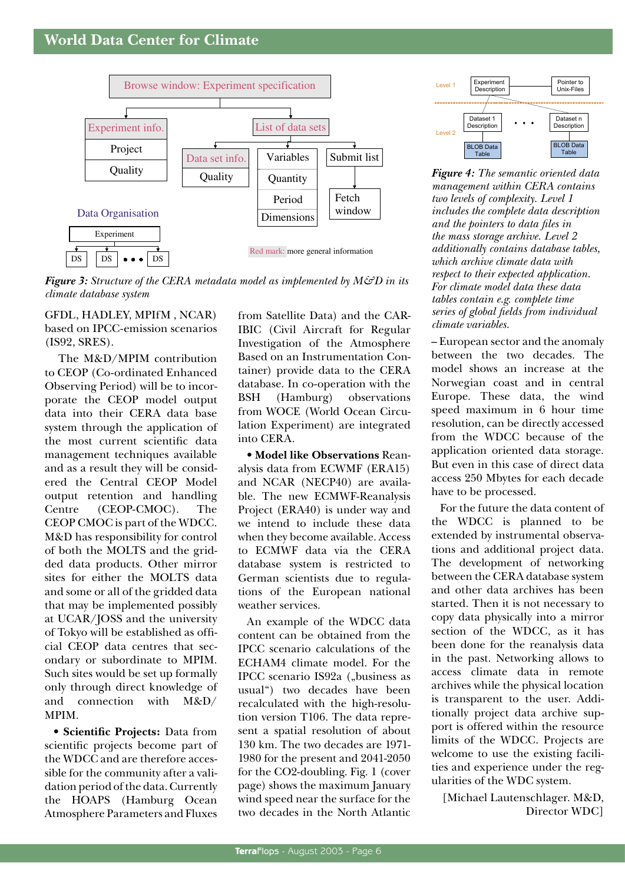## World Data Center for Climate

*Figure 3: Structure of the CERA metadata model as implemented by M&D in its climate database system*

*Figure 4: The semantic oriented data management within CERA contains two levels of complexity. Level 1 includes the complete data description and the pointers to data files in the mass storage archive. Level 2 additionally contains database tables, which archive climate data with respect to their expected application. For climate model data these data tables contain e.g. complete time series of global fields from individual climate variables.*

GFDL, HADLEY, MPIfM , NCAR) based on IPCC-emission scenarios (IS92, SRES).

The M&D/MPIM contribution to CEOP (Co-ordinated Enhanced Observing Period) will be to incorporate the CEOP model output data into their CERA data base system through the application of the most current scientific data management techniques available and as a result they will be considered the Central CEOP Model output retention and handling Centre (CEOP-CMOC). The CEOP CMOC is part of the WDCC. M&D has responsibility for control of both the MOLTS and the gridded data products. Other mirror sites for either the MOLTS data and some or all of the gridded data that may be implemented possibly at UCAR/JOSS and the university of Tokyo will be established as official CEOP data centres that secondary or subordinate to MPIM. Such sites would be set up formally only through direct knowledge of and connection with M&D/MPIM.

- **Scientific Projects:** Data from scientific projects become part of the WDCC and are therefore accessible for the community after a validation period of the data. Currently the HOAPS (Hamburg Ocean Atmosphere Parameters and Fluxes from Satellite Data) and the CARIBIC (Civil Aircraft for Regular Investigation of the Atmosphere Based on an Instrumentation Container) provide data to the CERA database. In co-operation with the BSH (Hamburg) observations from WOCE (World Ocean Circulation Experiment) are integrated into CERA.

- **Model like Observations** Reanalysis data from ECWMF (ERA15) and NCAR (NECP40) are available. The new ECMWF-Reanalysis Project (ERA40) is under way and we intend to include these data when they become available. Access to ECMWF data via the CERA database system is restricted to German scientists due to regulations of the European national weather services.

An example of the WDCC data content can be obtained from the IPCC scenario calculations of the ECHAM4 climate model. For the IPCC scenario IS92a („business as usual") two decades have been recalculated with the high-resolution version T106. The data represent a spatial resolution of about 130 km. The two decades are 1971-1980 for the present and 2041-2050 for the $CO_2$-doubling. Fig. 1 (cover page) shows the maximum January wind speed near the surface for the two decades in the North Atlantic – European sector and the anomaly between the two decades. The model shows an increase at the Norwegian coast and in central Europe. These data, the wind speed maximum in 6 hour time resolution, can be directly accessed from the WDCC because of the application oriented data storage. But even in this case of direct data access 250 Mbytes for each decade have to be processed.

For the future the data content of the WDCC is planned to be extended by instrumental observations and additional project data. The development of networking between the CERA database system and other data archives has been started. Then it is not necessary to copy data physically into a mirror section of the WDCC, as it has been done for the reanalysis data in the past. Networking allows to access climate data in remote archives while the physical location is transparent to the user. Additionally project data archive support is offered within the resource limits of the WDCC. Projects are welcome to use the existing facilities and experience under the regularities of the WDC system.

[Michael Lautenschlager. M&D, Director WDC]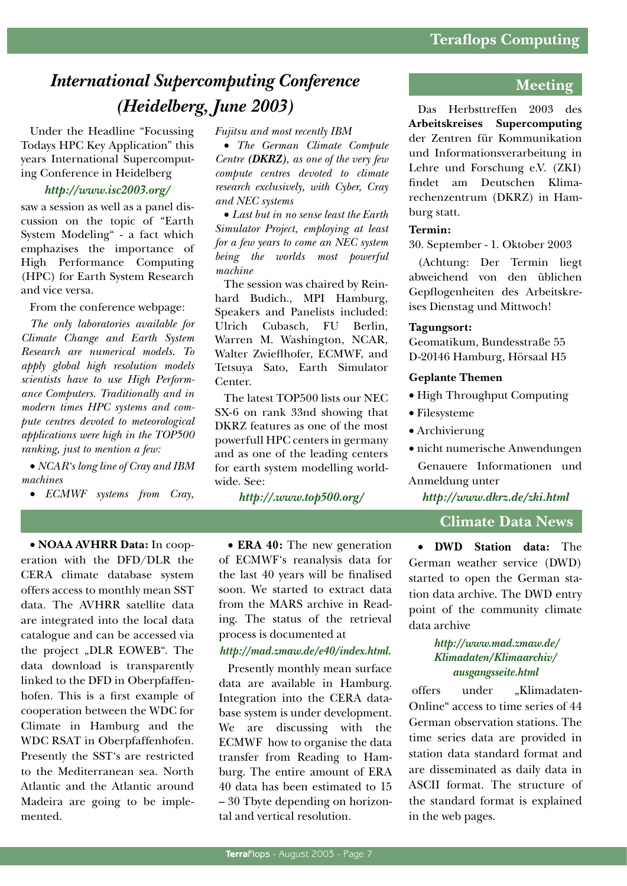# International Supercomputing Conference (Heidelberg, June 2003)

Under the Headline "Focussing Todays HPC Key Application" this years International Supercomputing Conference in Heidelberg

**http://www.isc2003.org/**

saw a session as well as a panel discussion on the topic of "Earth System Modeling" - a fact which emphazises the importance of High Performance Computing (HPC) for Earth System Research and vice versa.

From the conference webpage:

*The only laboratories available for Climate Change and Earth System Research are numerical models. To apply global high resolution models scientists have to use High Performance Computers. Traditionally and in modern times HPC systems and compute centres devoted to meteorological applications were high in the TOP500 ranking, just to mention a few:*

- *NCAR's long line of Cray and IBM machines*
- *ECMWF systems from Cray, Fujitsu and most recently IBM*
- *The German Climate Compute Centre **(DKRZ)**, as one of the very few compute centres devoted to climate research exclusively, with Cyber, Cray and NEC systems*
- *Last but in no sense least the Earth Simulator Project, employing at least for a few years to come an NEC system being the worlds most powerful machine*

The session was chaired by Reinhard Budich., MPI Hamburg, Speakers and Panelists included: Ulrich Cubasch, FU Berlin, Warren M. Washington, NCAR, Walter Zwieflhofer, ECMWF, and Tetsuya Sato, Earth Simulator Center.

The latest TOP500 lists our NEC SX-6 on rank 33nd showing that DKRZ features as one of the most powerfull HPC centers in germany and as one of the leading centers for earth system modelling worldwide. See:

**http://.www.top500.org/**

## Meeting

Das Herbsttreffen 2003 des **Arbeitskreises Supercomputing** der Zentren für Kommunikation und Informationsverarbeitung in Lehre und Forschung e.V. (ZKI) findet am Deutschen Klimarechenzentrum (DKRZ) in Hamburg statt.

**Termin:**

30. September - 1. Oktober 2003

(Achtung: Der Termin liegt abweichend von den üblichen Gepflogenheiten des Arbeitskreises Dienstag und Mittwoch!

**Tagungsort:**

Geomatikum, Bundesstraße 55
D-20146 Hamburg, Hörsaal H5

**Geplante Themen**

- High Throughput Computing
- Filesysteme
- Archivierung
- nicht numerische Anwendungen

Genauere Informationen und Anmeldung unter

**http://www.dkrz.de/zki.html**

## Climate Data News

- **NOAA AVHRR Data:** In cooperation with the DFD/DLR the CERA climate database system offers access to monthly mean SST data. The AVHRR satellite data are integrated into the local data catalogue and can be accessed via the project „DLR EOWEB". The data download is transparently linked to the DFD in Oberpfaffenhofen. This is a first example of cooperation between the WDC for Climate in Hamburg and the WDC RSAT in Oberpfaffenhofen. Presently the SST's are restricted to the Mediterranean sea. North Atlantic and the Atlantic around Madeira are going to be implemented.

- **ERA 40:** The new generation of ECMWF's reanalysis data for the last 40 years will be finalised soon. We started to extract data from the MARS archive in Reading. The status of the retrieval process is documented at

**http://mad.zmaw.de/e40/index.html.**

Presently monthly mean surface data are available in Hamburg. Integration into the CERA database system is under development. We are discussing with the ECMWF how to organise the data transfer from Reading to Hamburg. The entire amount of ERA 40 data has been estimated to 15 – 30 Tbyte depending on horizontal and vertical resolution.

- **DWD Station data:** The German weather service (DWD) started to open the German station data archive. The DWD entry point of the community climate data archive

**http://www.mad.zmaw.de/Klimadaten/Klimaarchiv/ausgangsseite.html**

offers under „Klimadaten-Online" access to time series of 44 German observation stations. The time series data are provided in station data standard format and are disseminated as daily data in ASCII format. The structure of the standard format is explained in the web pages.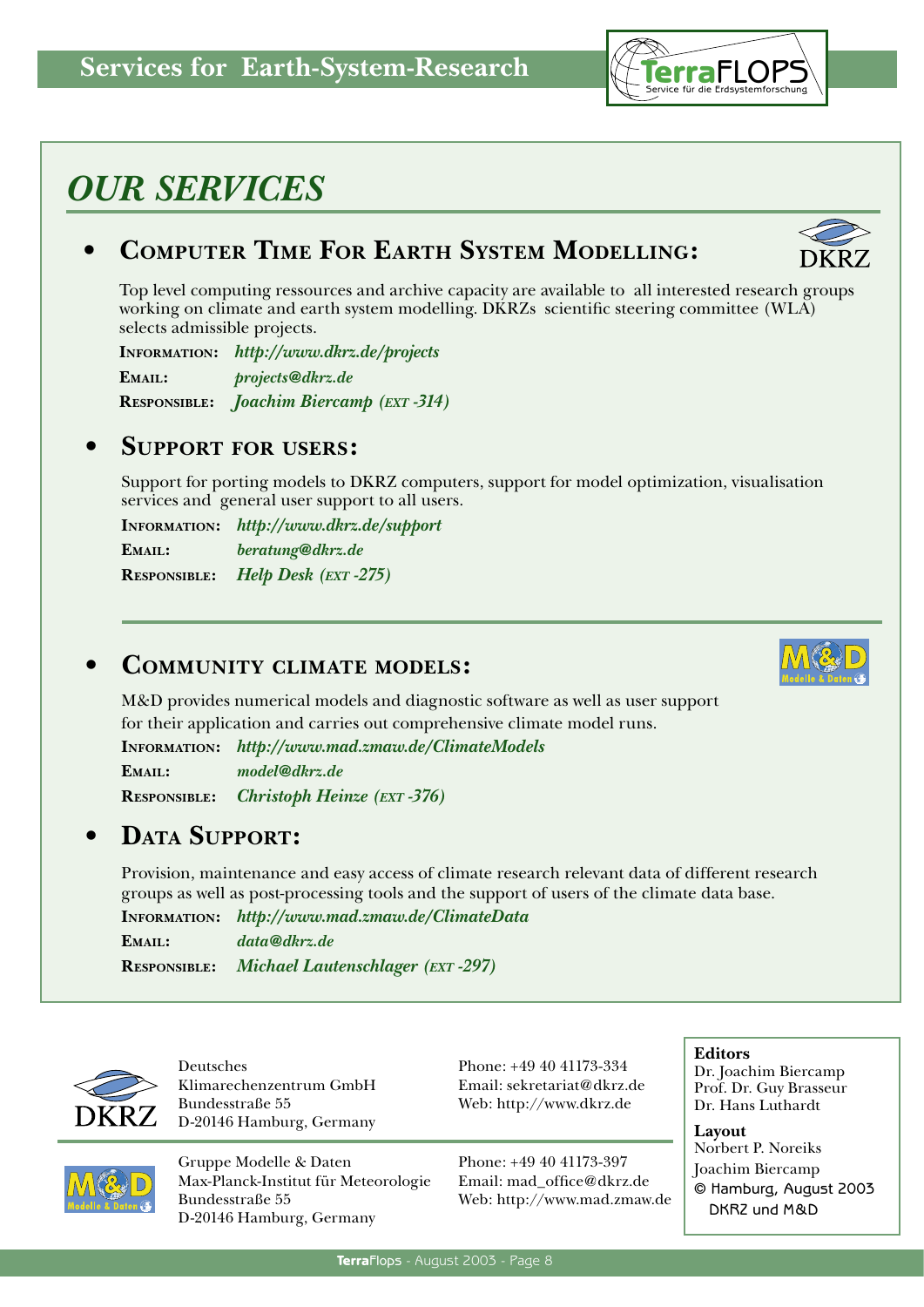# OUR SERVICES

## • Computer Time For Earth System Modelling:

DKRZ

Top level computing ressources and archive capacity are available to all interested research groups working on climate and earth system modelling. DKRZs scientific steering committee (WLA) selects admissible projects.

**Information:** *http://www.dkrz.de/projects*
**Email:** *projects@dkrz.de*
**Responsible:** *Joachim Biercamp (ext -314)*

## • Support for users:

Support for porting models to DKRZ computers, support for model optimization, visualisation services and general user support to all users.

**Information:** *http://www.dkrz.de/support*
**Email:** *beratung@dkrz.de*
**Responsible:** *Help Desk (ext -275)*

## • Community climate models:

M&D provides numerical models and diagnostic software as well as user support for their application and carries out comprehensive climate model runs.

**Information:** *http://www.mad.zmaw.de/ClimateModels*
**Email:** *model@dkrz.de*
**Responsible:** *Christoph Heinze (ext -376)*

## • Data Support:

Provision, maintenance and easy access of climate research relevant data of different research groups as well as post-processing tools and the support of users of the climate data base.

**Information:** *http://www.mad.zmaw.de/ClimateData*
**Email:** *data@dkrz.de*
**Responsible:** *Michael Lautenschlager (ext -297)*

---

Deutsches
Klimarechenzentrum GmbH
Bundesstraße 55
D-20146 Hamburg, Germany

Phone: +49 40 41173-334
Email: sekretariat@dkrz.de
Web: http://www.dkrz.de

Gruppe Modelle & Daten
Max-Planck-Institut für Meteorologie
Bundesstraße 55
D-20146 Hamburg, Germany

Phone: +49 40 41173-397
Email: mad_office@dkrz.de
Web: http://www.mad.zmaw.de

**Editors**
Dr. Joachim Biercamp
Prof. Dr. Guy Brasseur
Dr. Hans Luthardt

**Layout**
Norbert P. Noreiks
Joachim Biercamp
© Hamburg, August 2003
DKRZ und M&D